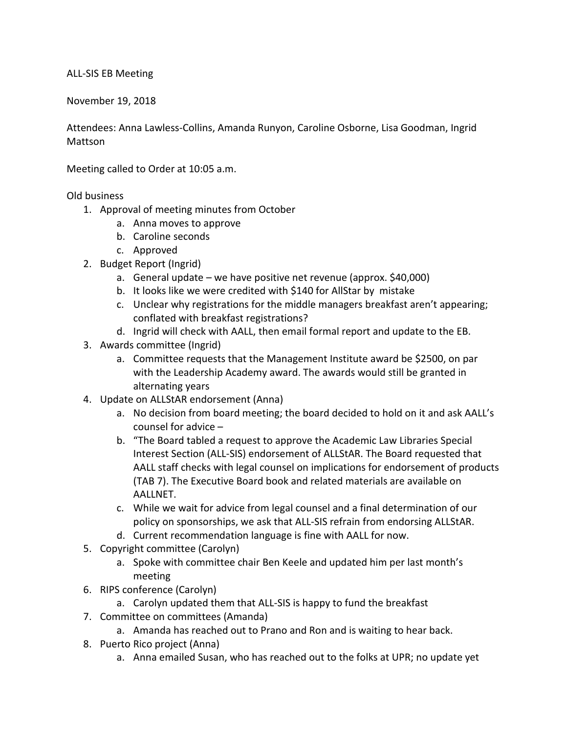ALL-SIS EB Meeting

November 19, 2018

Attendees: Anna Lawless-Collins, Amanda Runyon, Caroline Osborne, Lisa Goodman, Ingrid Mattson

Meeting called to Order at 10:05 a.m.

Old business

1. Approval of meeting minutes from October
    a. Anna moves to approve
    b. Caroline seconds
    c. Approved
2. Budget Report (Ingrid)
    a. General update – we have positive net revenue (approx. $40,000)
    b. It looks like we were credited with $140 for AllStar by mistake
    c. Unclear why registrations for the middle managers breakfast aren't appearing; conflated with breakfast registrations?
    d. Ingrid will check with AALL, then email formal report and update to the EB.
3. Awards committee (Ingrid)
    a. Committee requests that the Management Institute award be $2500, on par with the Leadership Academy award. The awards would still be granted in alternating years
4. Update on ALLStAR endorsement (Anna)
    a. No decision from board meeting; the board decided to hold on it and ask AALL's counsel for advice –
    b. "The Board tabled a request to approve the Academic Law Libraries Special Interest Section (ALL-SIS) endorsement of ALLStAR. The Board requested that AALL staff checks with legal counsel on implications for endorsement of products (TAB 7). The Executive Board book and related materials are available on AALLNET.
    c. While we wait for advice from legal counsel and a final determination of our policy on sponsorships, we ask that ALL-SIS refrain from endorsing ALLStAR.
    d. Current recommendation language is fine with AALL for now.
5. Copyright committee (Carolyn)
    a. Spoke with committee chair Ben Keele and updated him per last month's meeting
6. RIPS conference (Carolyn)
    a. Carolyn updated them that ALL-SIS is happy to fund the breakfast
7. Committee on committees (Amanda)
    a. Amanda has reached out to Prano and Ron and is waiting to hear back.
8. Puerto Rico project (Anna)
    a. Anna emailed Susan, who has reached out to the folks at UPR; no update yet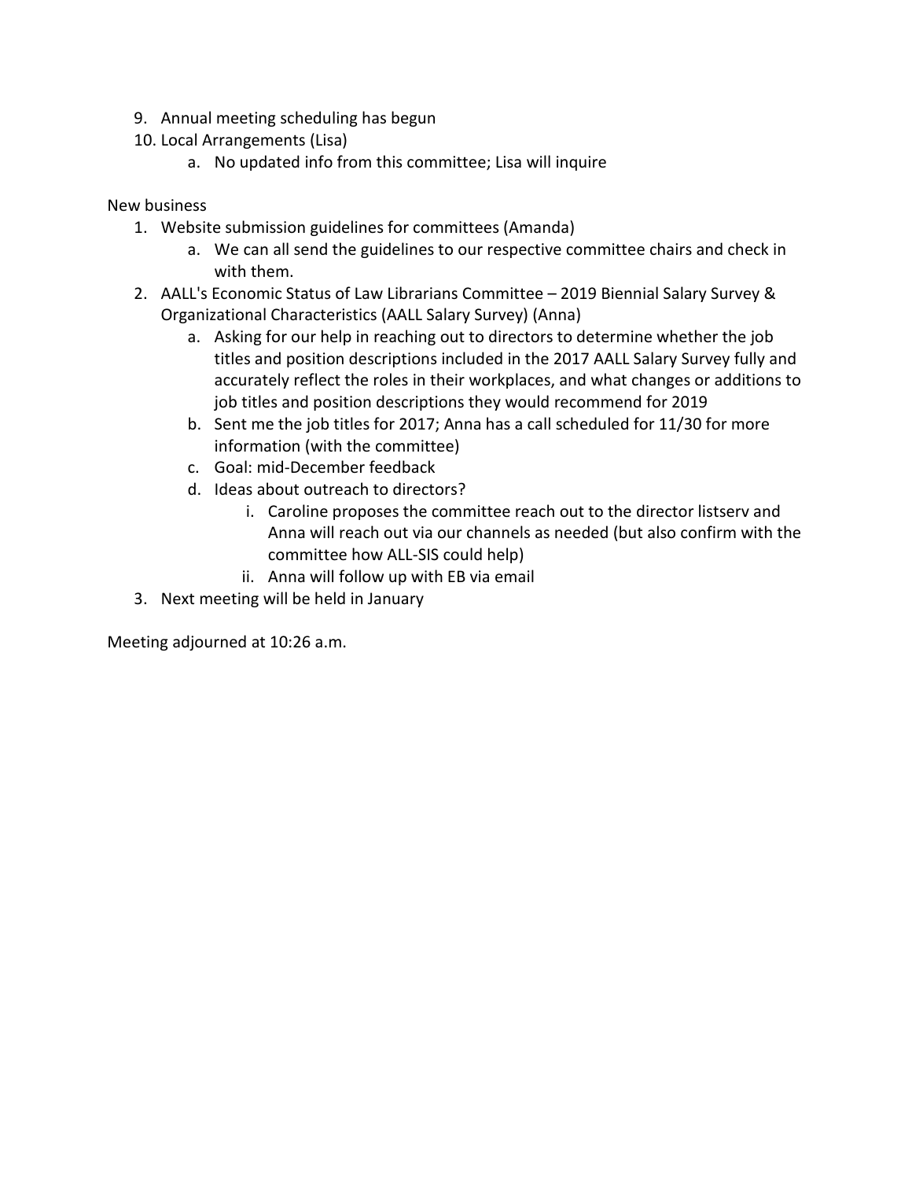9. Annual meeting scheduling has begun
10. Local Arrangements (Lisa)
    a. No updated info from this committee; Lisa will inquire

New business

1. Website submission guidelines for committees (Amanda)
    a. We can all send the guidelines to our respective committee chairs and check in with them.
2. AALL's Economic Status of Law Librarians Committee – 2019 Biennial Salary Survey & Organizational Characteristics (AALL Salary Survey) (Anna)
    a. Asking for our help in reaching out to directors to determine whether the job titles and position descriptions included in the 2017 AALL Salary Survey fully and accurately reflect the roles in their workplaces, and what changes or additions to job titles and position descriptions they would recommend for 2019
    b. Sent me the job titles for 2017; Anna has a call scheduled for 11/30 for more information (with the committee)
    c. Goal: mid-December feedback
    d. Ideas about outreach to directors?
        i. Caroline proposes the committee reach out to the director listserv and Anna will reach out via our channels as needed (but also confirm with the committee how ALL-SIS could help)
        ii. Anna will follow up with EB via email
3. Next meeting will be held in January

Meeting adjourned at 10:26 a.m.